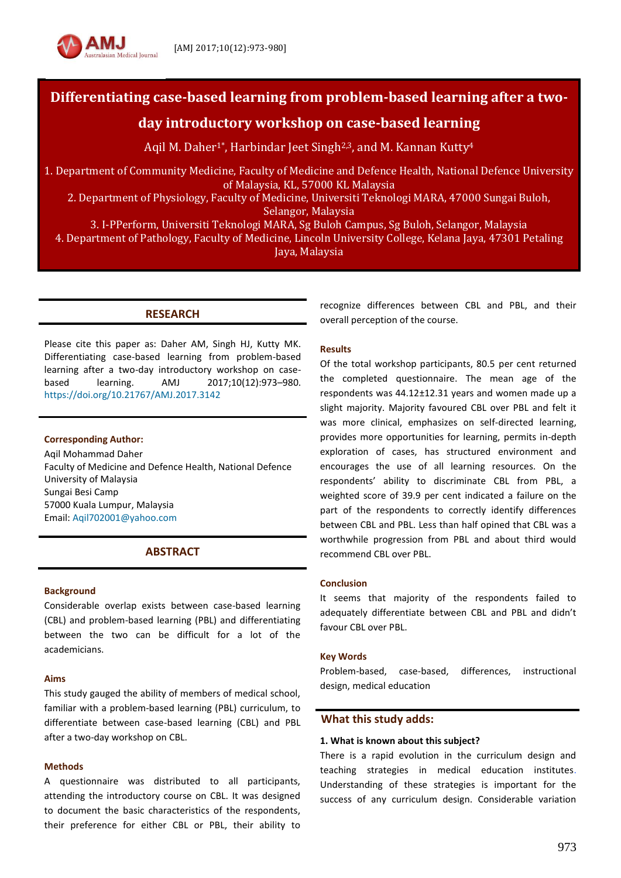# Differentiating case-based learning from problem-based learning after a two-day introductory workshop on case-based learning

Aqil M. Daher[1*], Harbindar Jeet Singh[2,3], and M. Kannan Kutty[4]

1. Department of Community Medicine, Faculty of Medicine and Defence Health, National Defence University of Malaysia, KL, 57000 KL Malaysia
2. Department of Physiology, Faculty of Medicine, Universiti Teknologi MARA, 47000 Sungai Buloh, Selangor, Malaysia
3. I-PPerform, Universiti Teknologi MARA, Sg Buloh Campus, Sg Buloh, Selangor, Malaysia
4. Department of Pathology, Faculty of Medicine, Lincoln University College, Kelana Jaya, 47301 Petaling Jaya, Malaysia

## RESEARCH

Please cite this paper as: Daher AM, Singh HJ, Kutty MK. Differentiating case-based learning from problem-based learning after a two-day introductory workshop on case-based learning. AMJ 2017;10(12):973–980. https://doi.org/10.21767/AMJ.2017.3142

**Corresponding Author:**

Aqil Mohammad Daher
Faculty of Medicine and Defence Health, National Defence University of Malaysia
Sungai Besi Camp
57000 Kuala Lumpur, Malaysia
Email: Aqil702001@yahoo.com

## ABSTRACT

### Background

Considerable overlap exists between case-based learning (CBL) and problem-based learning (PBL) and differentiating between the two can be difficult for a lot of the academicians.

### Aims

This study gauged the ability of members of medical school, familiar with a problem-based learning (PBL) curriculum, to differentiate between case-based learning (CBL) and PBL after a two-day workshop on CBL.

### Methods

A questionnaire was distributed to all participants, attending the introductory course on CBL. It was designed to document the basic characteristics of the respondents, their preference for either CBL or PBL, their ability to recognize differences between CBL and PBL, and their overall perception of the course.

### Results

Of the total workshop participants, 80.5 per cent returned the completed questionnaire. The mean age of the respondents was 44.12±12.31 years and women made up a slight majority. Majority favoured CBL over PBL and felt it was more clinical, emphasizes on self-directed learning, provides more opportunities for learning, permits in-depth exploration of cases, has structured environment and encourages the use of all learning resources. On the respondents' ability to discriminate CBL from PBL, a weighted score of 39.9 per cent indicated a failure on the part of the respondents to correctly identify differences between CBL and PBL. Less than half opined that CBL was a worthwhile progression from PBL and about third would recommend CBL over PBL.

### Conclusion

It seems that majority of the respondents failed to adequately differentiate between CBL and PBL and didn't favour CBL over PBL.

### Key Words

Problem-based, case-based, differences, instructional design, medical education

## What this study adds:

**1. What is known about this subject?**

There is a rapid evolution in the curriculum design and teaching strategies in medical education institutes. Understanding of these strategies is important for the success of any curriculum design. Considerable variation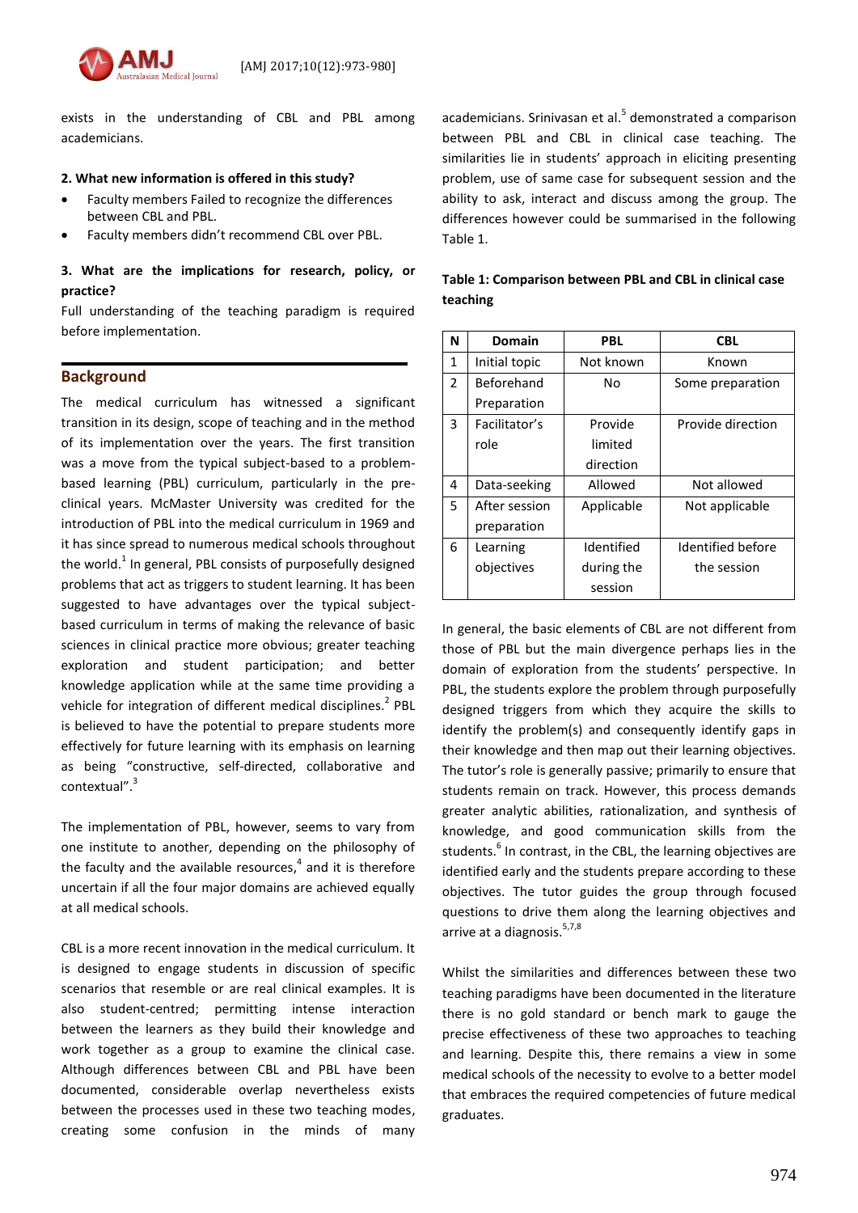exists in the understanding of CBL and PBL among academicians.

**2. What new information is offered in this study?**

- Faculty members Failed to recognize the differences between CBL and PBL.
- Faculty members didn't recommend CBL over PBL.

**3. What are the implications for research, policy, or practice?**

Full understanding of the teaching paradigm is required before implementation.

## Background

The medical curriculum has witnessed a significant transition in its design, scope of teaching and in the method of its implementation over the years. The first transition was a move from the typical subject-based to a problem-based learning (PBL) curriculum, particularly in the pre-clinical years. McMaster University was credited for the introduction of PBL into the medical curriculum in 1969 and it has since spread to numerous medical schools throughout the world.[1] In general, PBL consists of purposefully designed problems that act as triggers to student learning. It has been suggested to have advantages over the typical subject-based curriculum in terms of making the relevance of basic sciences in clinical practice more obvious; greater teaching exploration and student participation; and better knowledge application while at the same time providing a vehicle for integration of different medical disciplines.[2] PBL is believed to have the potential to prepare students more effectively for future learning with its emphasis on learning as being "constructive, self-directed, collaborative and contextual".[3]

The implementation of PBL, however, seems to vary from one institute to another, depending on the philosophy of the faculty and the available resources,[4] and it is therefore uncertain if all the four major domains are achieved equally at all medical schools.

CBL is a more recent innovation in the medical curriculum. It is designed to engage students in discussion of specific scenarios that resemble or are real clinical examples. It is also student-centred; permitting intense interaction between the learners as they build their knowledge and work together as a group to examine the clinical case. Although differences between CBL and PBL have been documented, considerable overlap nevertheless exists between the processes used in these two teaching modes, creating some confusion in the minds of many academicians. Srinivasan et al.[5] demonstrated a comparison between PBL and CBL in clinical case teaching. The similarities lie in students' approach in eliciting presenting problem, use of same case for subsequent session and the ability to ask, interact and discuss among the group. The differences however could be summarised in the following Table 1.

**Table 1: Comparison between PBL and CBL in clinical case teaching**

| N | Domain | PBL | CBL |
|---|---|---|---|
| 1 | Initial topic | Not known | Known |
| 2 | Beforehand Preparation | No | Some preparation |
| 3 | Facilitator's role | Provide limited direction | Provide direction |
| 4 | Data-seeking | Allowed | Not allowed |
| 5 | After session preparation | Applicable | Not applicable |
| 6 | Learning objectives | Identified during the session | Identified before the session |

In general, the basic elements of CBL are not different from those of PBL but the main divergence perhaps lies in the domain of exploration from the students' perspective. In PBL, the students explore the problem through purposefully designed triggers from which they acquire the skills to identify the problem(s) and consequently identify gaps in their knowledge and then map out their learning objectives. The tutor's role is generally passive; primarily to ensure that students remain on track. However, this process demands greater analytic abilities, rationalization, and synthesis of knowledge, and good communication skills from the students.[6] In contrast, in the CBL, the learning objectives are identified early and the students prepare according to these objectives. The tutor guides the group through focused questions to drive them along the learning objectives and arrive at a diagnosis.[5,7,8]

Whilst the similarities and differences between these two teaching paradigms have been documented in the literature there is no gold standard or bench mark to gauge the precise effectiveness of these two approaches to teaching and learning. Despite this, there remains a view in some medical schools of the necessity to evolve to a better model that embraces the required competencies of future medical graduates.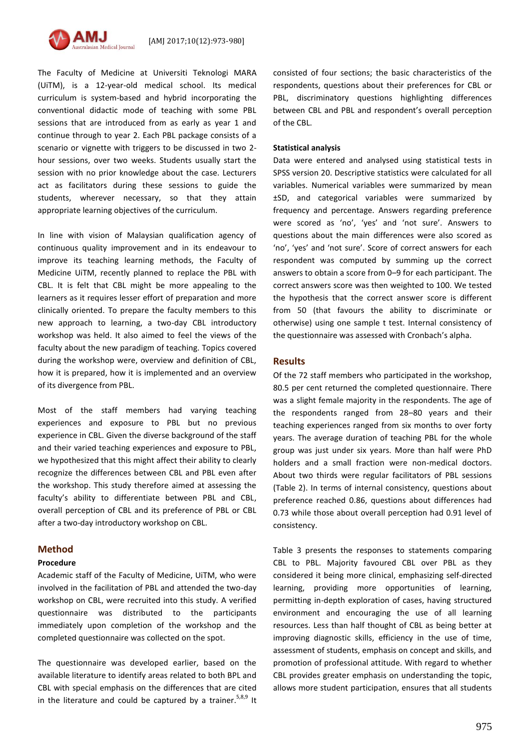The Faculty of Medicine at Universiti Teknologi MARA (UiTM), is a 12-year-old medical school. Its medical curriculum is system-based and hybrid incorporating the conventional didactic mode of teaching with some PBL sessions that are introduced from as early as year 1 and continue through to year 2. Each PBL package consists of a scenario or vignette with triggers to be discussed in two 2-hour sessions, over two weeks. Students usually start the session with no prior knowledge about the case. Lecturers act as facilitators during these sessions to guide the students, wherever necessary, so that they attain appropriate learning objectives of the curriculum.

In line with vision of Malaysian qualification agency of continuous quality improvement and in its endeavour to improve its teaching learning methods, the Faculty of Medicine UiTM, recently planned to replace the PBL with CBL. It is felt that CBL might be more appealing to the learners as it requires lesser effort of preparation and more clinically oriented. To prepare the faculty members to this new approach to learning, a two-day CBL introductory workshop was held. It also aimed to feel the views of the faculty about the new paradigm of teaching. Topics covered during the workshop were, overview and definition of CBL, how it is prepared, how it is implemented and an overview of its divergence from PBL.

Most of the staff members had varying teaching experiences and exposure to PBL but no previous experience in CBL. Given the diverse background of the staff and their varied teaching experiences and exposure to PBL, we hypothesized that this might affect their ability to clearly recognize the differences between CBL and PBL even after the workshop. This study therefore aimed at assessing the faculty's ability to differentiate between PBL and CBL, overall perception of CBL and its preference of PBL or CBL after a two-day introductory workshop on CBL.

## Method

### Procedure

Academic staff of the Faculty of Medicine, UiTM, who were involved in the facilitation of PBL and attended the two-day workshop on CBL, were recruited into this study. A verified questionnaire was distributed to the participants immediately upon completion of the workshop and the completed questionnaire was collected on the spot.

The questionnaire was developed earlier, based on the available literature to identify areas related to both BPL and CBL with special emphasis on the differences that are cited in the literature and could be captured by a trainer.[5,8,9] It consisted of four sections; the basic characteristics of the respondents, questions about their preferences for CBL or PBL, discriminatory questions highlighting differences between CBL and PBL and respondent's overall perception of the CBL.

### Statistical analysis

Data were entered and analysed using statistical tests in SPSS version 20. Descriptive statistics were calculated for all variables. Numerical variables were summarized by mean ±SD, and categorical variables were summarized by frequency and percentage. Answers regarding preference were scored as 'no', 'yes' and 'not sure'. Answers to questions about the main differences were also scored as 'no', 'yes' and 'not sure'. Score of correct answers for each respondent was computed by summing up the correct answers to obtain a score from 0–9 for each participant. The correct answers score was then weighted to 100. We tested the hypothesis that the correct answer score is different from 50 (that favours the ability to discriminate or otherwise) using one sample t test. Internal consistency of the questionnaire was assessed with Cronbach's alpha.

## Results

Of the 72 staff members who participated in the workshop, 80.5 per cent returned the completed questionnaire. There was a slight female majority in the respondents. The age of the respondents ranged from 28–80 years and their teaching experiences ranged from six months to over forty years. The average duration of teaching PBL for the whole group was just under six years. More than half were PhD holders and a small fraction were non-medical doctors. About two thirds were regular facilitators of PBL sessions (Table 2). In terms of internal consistency, questions about preference reached 0.86, questions about differences had 0.73 while those about overall perception had 0.91 level of consistency.

Table 3 presents the responses to statements comparing CBL to PBL. Majority favoured CBL over PBL as they considered it being more clinical, emphasizing self-directed learning, providing more opportunities of learning, permitting in-depth exploration of cases, having structured environment and encouraging the use of all learning resources. Less than half thought of CBL as being better at improving diagnostic skills, efficiency in the use of time, assessment of students, emphasis on concept and skills, and promotion of professional attitude. With regard to whether CBL provides greater emphasis on understanding the topic, allows more student participation, ensures that all students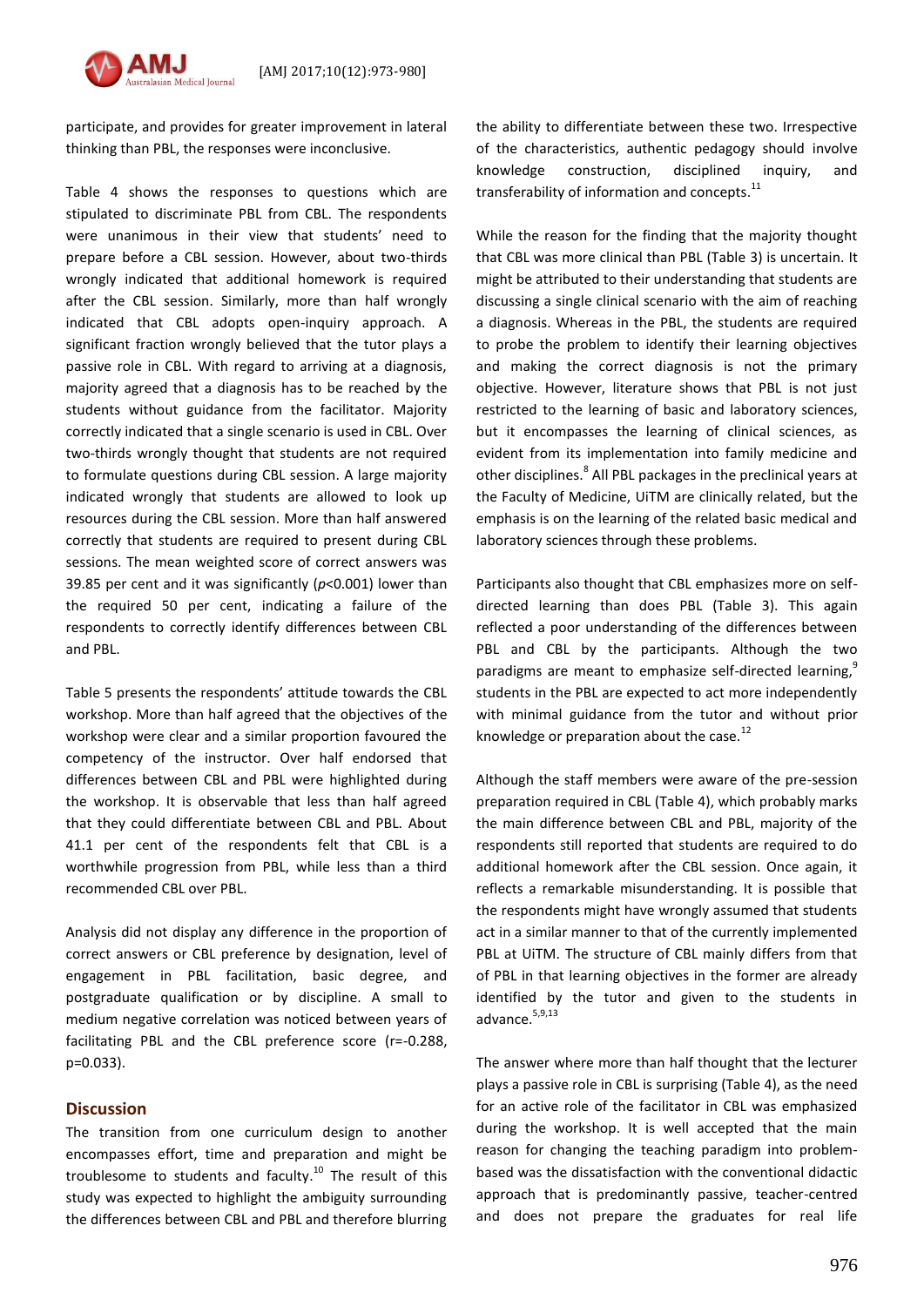participate, and provides for greater improvement in lateral thinking than PBL, the responses were inconclusive.

Table 4 shows the responses to questions which are stipulated to discriminate PBL from CBL. The respondents were unanimous in their view that students' need to prepare before a CBL session. However, about two-thirds wrongly indicated that additional homework is required after the CBL session. Similarly, more than half wrongly indicated that CBL adopts open-inquiry approach. A significant fraction wrongly believed that the tutor plays a passive role in CBL. With regard to arriving at a diagnosis, majority agreed that a diagnosis has to be reached by the students without guidance from the facilitator. Majority correctly indicated that a single scenario is used in CBL. Over two-thirds wrongly thought that students are not required to formulate questions during CBL session. A large majority indicated wrongly that students are allowed to look up resources during the CBL session. More than half answered correctly that students are required to present during CBL sessions. The mean weighted score of correct answers was 39.85 per cent and it was significantly ($p<0.001$) lower than the required 50 per cent, indicating a failure of the respondents to correctly identify differences between CBL and PBL.

Table 5 presents the respondents' attitude towards the CBL workshop. More than half agreed that the objectives of the workshop were clear and a similar proportion favoured the competency of the instructor. Over half endorsed that differences between CBL and PBL were highlighted during the workshop. It is observable that less than half agreed that they could differentiate between CBL and PBL. About 41.1 per cent of the respondents felt that CBL is a worthwhile progression from PBL, while less than a third recommended CBL over PBL.

Analysis did not display any difference in the proportion of correct answers or CBL preference by designation, level of engagement in PBL facilitation, basic degree, and postgraduate qualification or by discipline. A small to medium negative correlation was noticed between years of facilitating PBL and the CBL preference score ($r=-0.288$, $p=0.033$).

## Discussion

The transition from one curriculum design to another encompasses effort, time and preparation and might be troublesome to students and faculty.[10] The result of this study was expected to highlight the ambiguity surrounding the differences between CBL and PBL and therefore blurring the ability to differentiate between these two. Irrespective of the characteristics, authentic pedagogy should involve knowledge construction, disciplined inquiry, and transferability of information and concepts.[11]

While the reason for the finding that the majority thought that CBL was more clinical than PBL (Table 3) is uncertain. It might be attributed to their understanding that students are discussing a single clinical scenario with the aim of reaching a diagnosis. Whereas in the PBL, the students are required to probe the problem to identify their learning objectives and making the correct diagnosis is not the primary objective. However, literature shows that PBL is not just restricted to the learning of basic and laboratory sciences, but it encompasses the learning of clinical sciences, as evident from its implementation into family medicine and other disciplines.[8] All PBL packages in the preclinical years at the Faculty of Medicine, UiTM are clinically related, but the emphasis is on the learning of the related basic medical and laboratory sciences through these problems.

Participants also thought that CBL emphasizes more on self-directed learning than does PBL (Table 3). This again reflected a poor understanding of the differences between PBL and CBL by the participants. Although the two paradigms are meant to emphasize self-directed learning,[9] students in the PBL are expected to act more independently with minimal guidance from the tutor and without prior knowledge or preparation about the case.[12]

Although the staff members were aware of the pre-session preparation required in CBL (Table 4), which probably marks the main difference between CBL and PBL, majority of the respondents still reported that students are required to do additional homework after the CBL session. Once again, it reflects a remarkable misunderstanding. It is possible that the respondents might have wrongly assumed that students act in a similar manner to that of the currently implemented PBL at UiTM. The structure of CBL mainly differs from that of PBL in that learning objectives in the former are already identified by the tutor and given to the students in advance.[5,9,13]

The answer where more than half thought that the lecturer plays a passive role in CBL is surprising (Table 4), as the need for an active role of the facilitator in CBL was emphasized during the workshop. It is well accepted that the main reason for changing the teaching paradigm into problem-based was the dissatisfaction with the conventional didactic approach that is predominantly passive, teacher-centred and does not prepare the graduates for real life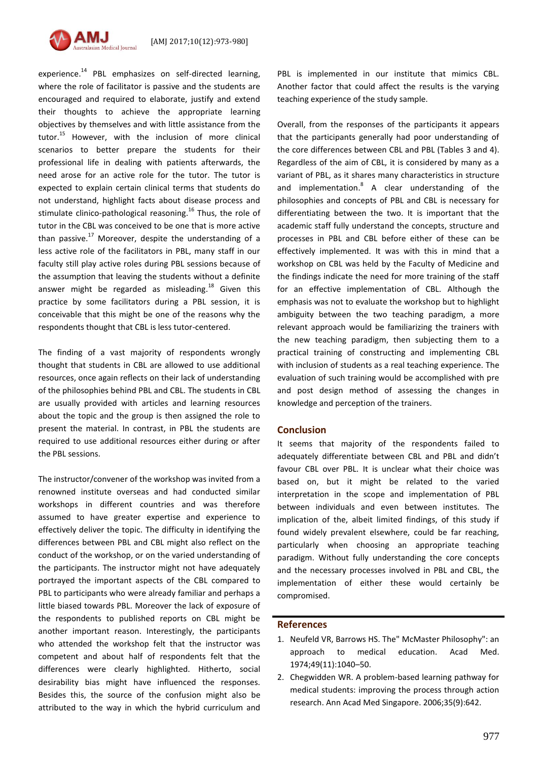experience.[14] PBL emphasizes on self-directed learning, where the role of facilitator is passive and the students are encouraged and required to elaborate, justify and extend their thoughts to achieve the appropriate learning objectives by themselves and with little assistance from the tutor.[15] However, with the inclusion of more clinical scenarios to better prepare the students for their professional life in dealing with patients afterwards, the need arose for an active role for the tutor. The tutor is expected to explain certain clinical terms that students do not understand, highlight facts about disease process and stimulate clinico-pathological reasoning.[16] Thus, the role of tutor in the CBL was conceived to be one that is more active than passive.[17] Moreover, despite the understanding of a less active role of the facilitators in PBL, many staff in our faculty still play active roles during PBL sessions because of the assumption that leaving the students without a definite answer might be regarded as misleading.[18] Given this practice by some facilitators during a PBL session, it is conceivable that this might be one of the reasons why the respondents thought that CBL is less tutor-centered.

The finding of a vast majority of respondents wrongly thought that students in CBL are allowed to use additional resources, once again reflects on their lack of understanding of the philosophies behind PBL and CBL. The students in CBL are usually provided with articles and learning resources about the topic and the group is then assigned the role to present the material. In contrast, in PBL the students are required to use additional resources either during or after the PBL sessions.

The instructor/convener of the workshop was invited from a renowned institute overseas and had conducted similar workshops in different countries and was therefore assumed to have greater expertise and experience to effectively deliver the topic. The difficulty in identifying the differences between PBL and CBL might also reflect on the conduct of the workshop, or on the varied understanding of the participants. The instructor might not have adequately portrayed the important aspects of the CBL compared to PBL to participants who were already familiar and perhaps a little biased towards PBL. Moreover the lack of exposure of the respondents to published reports on CBL might be another important reason. Interestingly, the participants who attended the workshop felt that the instructor was competent and about half of respondents felt that the differences were clearly highlighted. Hitherto, social desirability bias might have influenced the responses. Besides this, the source of the confusion might also be attributed to the way in which the hybrid curriculum and PBL is implemented in our institute that mimics CBL. Another factor that could affect the results is the varying teaching experience of the study sample.

Overall, from the responses of the participants it appears that the participants generally had poor understanding of the core differences between CBL and PBL (Tables 3 and 4). Regardless of the aim of CBL, it is considered by many as a variant of PBL, as it shares many characteristics in structure and implementation.[8] A clear understanding of the philosophies and concepts of PBL and CBL is necessary for differentiating between the two. It is important that the academic staff fully understand the concepts, structure and processes in PBL and CBL before either of these can be effectively implemented. It was with this in mind that a workshop on CBL was held by the Faculty of Medicine and the findings indicate the need for more training of the staff for an effective implementation of CBL. Although the emphasis was not to evaluate the workshop but to highlight ambiguity between the two teaching paradigm, a more relevant approach would be familiarizing the trainers with the new teaching paradigm, then subjecting them to a practical training of constructing and implementing CBL with inclusion of students as a real teaching experience. The evaluation of such training would be accomplished with pre and post design method of assessing the changes in knowledge and perception of the trainers.

## Conclusion

It seems that majority of the respondents failed to adequately differentiate between CBL and PBL and didn't favour CBL over PBL. It is unclear what their choice was based on, but it might be related to the varied interpretation in the scope and implementation of PBL between individuals and even between institutes. The implication of the, albeit limited findings, of this study if found widely prevalent elsewhere, could be far reaching, particularly when choosing an appropriate teaching paradigm. Without fully understanding the core concepts and the necessary processes involved in PBL and CBL, the implementation of either these would certainly be compromised.

## References

1. Neufeld VR, Barrows HS. The" McMaster Philosophy": an approach to medical education. Acad Med. 1974;49(11):1040–50.
2. Chegwidden WR. A problem-based learning pathway for medical students: improving the process through action research. Ann Acad Med Singapore. 2006;35(9):642.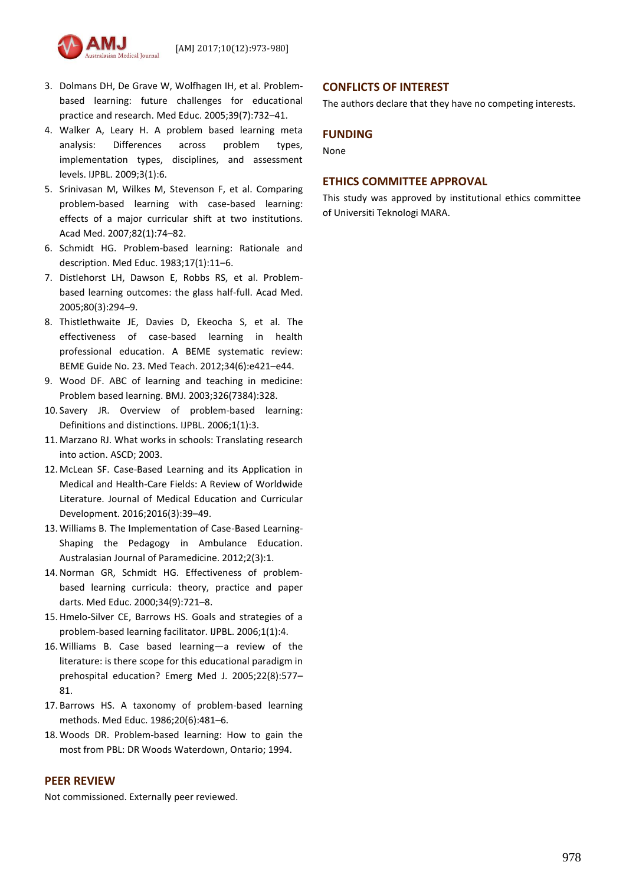3. Dolmans DH, De Grave W, Wolfhagen IH, et al. Problem-based learning: future challenges for educational practice and research. Med Educ. 2005;39(7):732–41.
4. Walker A, Leary H. A problem based learning meta analysis: Differences across problem types, implementation types, disciplines, and assessment levels. IJPBL. 2009;3(1):6.
5. Srinivasan M, Wilkes M, Stevenson F, et al. Comparing problem-based learning with case-based learning: effects of a major curricular shift at two institutions. Acad Med. 2007;82(1):74–82.
6. Schmidt HG. Problem-based learning: Rationale and description. Med Educ. 1983;17(1):11–6.
7. Distlehorst LH, Dawson E, Robbs RS, et al. Problem-based learning outcomes: the glass half-full. Acad Med. 2005;80(3):294–9.
8. Thistlethwaite JE, Davies D, Ekeocha S, et al. The effectiveness of case-based learning in health professional education. A BEME systematic review: BEME Guide No. 23. Med Teach. 2012;34(6):e421–e44.
9. Wood DF. ABC of learning and teaching in medicine: Problem based learning. BMJ. 2003;326(7384):328.
10. Savery JR. Overview of problem-based learning: Definitions and distinctions. IJPBL. 2006;1(1):3.
11. Marzano RJ. What works in schools: Translating research into action. ASCD; 2003.
12. McLean SF. Case-Based Learning and its Application in Medical and Health-Care Fields: A Review of Worldwide Literature. Journal of Medical Education and Curricular Development. 2016;2016(3):39–49.
13. Williams B. The Implementation of Case-Based Learning-Shaping the Pedagogy in Ambulance Education. Australasian Journal of Paramedicine. 2012;2(3):1.
14. Norman GR, Schmidt HG. Effectiveness of problem-based learning curricula: theory, practice and paper darts. Med Educ. 2000;34(9):721–8.
15. Hmelo-Silver CE, Barrows HS. Goals and strategies of a problem-based learning facilitator. IJPBL. 2006;1(1):4.
16. Williams B. Case based learning—a review of the literature: is there scope for this educational paradigm in prehospital education? Emerg Med J. 2005;22(8):577–81.
17. Barrows HS. A taxonomy of problem-based learning methods. Med Educ. 1986;20(6):481–6.
18. Woods DR. Problem-based learning: How to gain the most from PBL: DR Woods Waterdown, Ontario; 1994.

## PEER REVIEW

Not commissioned. Externally peer reviewed.

## CONFLICTS OF INTEREST

The authors declare that they have no competing interests.

## FUNDING

None

## ETHICS COMMITTEE APPROVAL

This study was approved by institutional ethics committee of Universiti Teknologi MARA.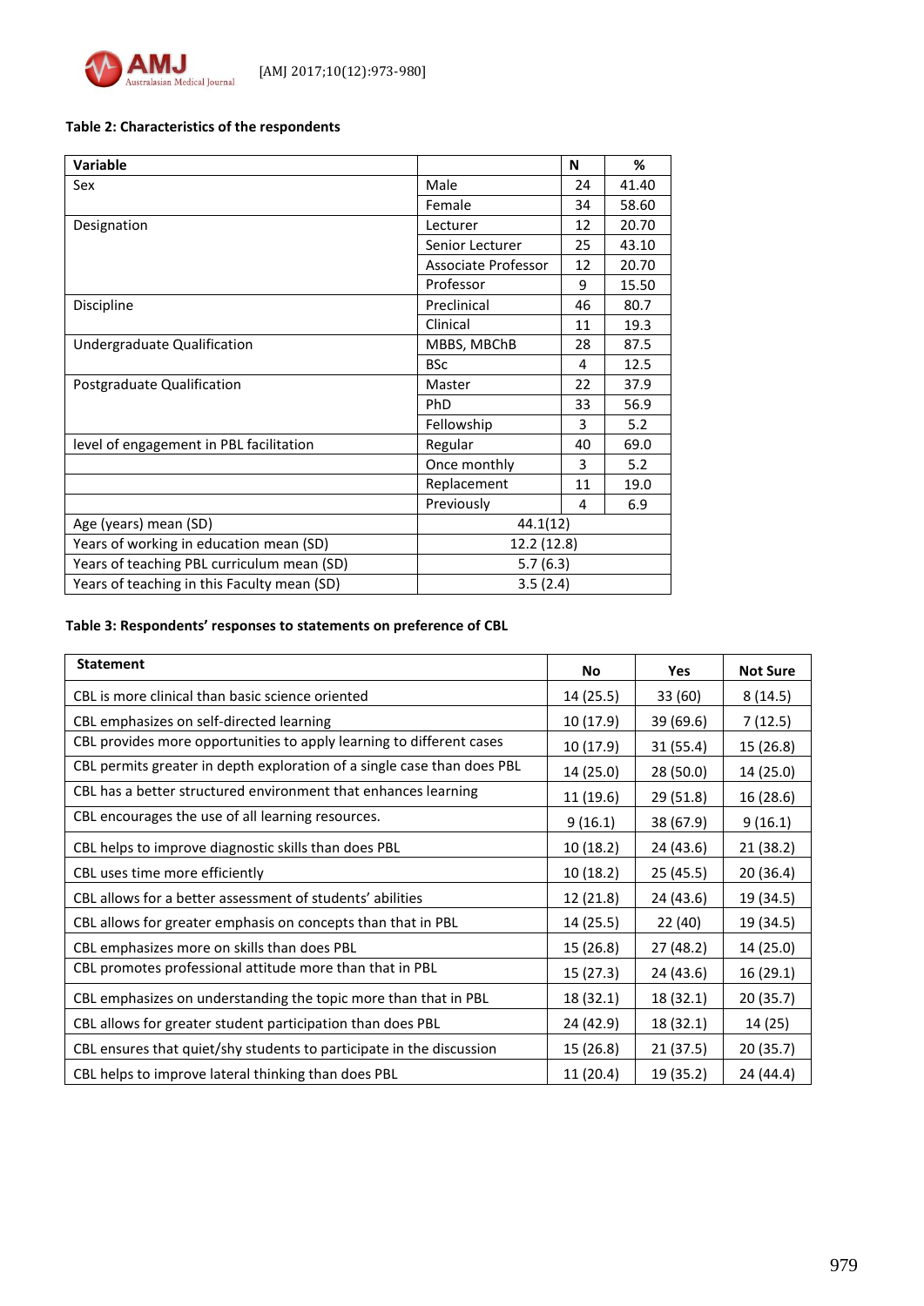**Table 2: Characteristics of the respondents**

| Variable | | N | % |
|---|---|---|---|
| Sex | Male | 24 | 41.40 |
| | Female | 34 | 58.60 |
| Designation | Lecturer | 12 | 20.70 |
| | Senior Lecturer | 25 | 43.10 |
| | Associate Professor | 12 | 20.70 |
| | Professor | 9 | 15.50 |
| Discipline | Preclinical | 46 | 80.7 |
| | Clinical | 11 | 19.3 |
| Undergraduate Qualification | MBBS, MBChB | 28 | 87.5 |
| | BSc | 4 | 12.5 |
| Postgraduate Qualification | Master | 22 | 37.9 |
| | PhD | 33 | 56.9 |
| | Fellowship | 3 | 5.2 |
| level of engagement in PBL facilitation | Regular | 40 | 69.0 |
| | Once monthly | 3 | 5.2 |
| | Replacement | 11 | 19.0 |
| | Previously | 4 | 6.9 |
| Age (years) mean (SD) | 44.1(12) | | |
| Years of working in education mean (SD) | 12.2 (12.8) | | |
| Years of teaching PBL curriculum mean (SD) | 5.7 (6.3) | | |
| Years of teaching in this Faculty mean (SD) | 3.5 (2.4) | | |

**Table 3: Respondents' responses to statements on preference of CBL**

| Statement | No | Yes | Not Sure |
|---|---|---|---|
| CBL is more clinical than basic science oriented | 14 (25.5) | 33 (60) | 8 (14.5) |
| CBL emphasizes on self-directed learning | 10 (17.9) | 39 (69.6) | 7 (12.5) |
| CBL provides more opportunities to apply learning to different cases | 10 (17.9) | 31 (55.4) | 15 (26.8) |
| CBL permits greater in depth exploration of a single case than does PBL | 14 (25.0) | 28 (50.0) | 14 (25.0) |
| CBL has a better structured environment that enhances learning | 11 (19.6) | 29 (51.8) | 16 (28.6) |
| CBL encourages the use of all learning resources. | 9 (16.1) | 38 (67.9) | 9 (16.1) |
| CBL helps to improve diagnostic skills than does PBL | 10 (18.2) | 24 (43.6) | 21 (38.2) |
| CBL uses time more efficiently | 10 (18.2) | 25 (45.5) | 20 (36.4) |
| CBL allows for a better assessment of students' abilities | 12 (21.8) | 24 (43.6) | 19 (34.5) |
| CBL allows for greater emphasis on concepts than that in PBL | 14 (25.5) | 22 (40) | 19 (34.5) |
| CBL emphasizes more on skills than does PBL | 15 (26.8) | 27 (48.2) | 14 (25.0) |
| CBL promotes professional attitude more than that in PBL | 15 (27.3) | 24 (43.6) | 16 (29.1) |
| CBL emphasizes on understanding the topic more than that in PBL | 18 (32.1) | 18 (32.1) | 20 (35.7) |
| CBL allows for greater student participation than does PBL | 24 (42.9) | 18 (32.1) | 14 (25) |
| CBL ensures that quiet/shy students to participate in the discussion | 15 (26.8) | 21 (37.5) | 20 (35.7) |
| CBL helps to improve lateral thinking than does PBL | 11 (20.4) | 19 (35.2) | 24 (44.4) |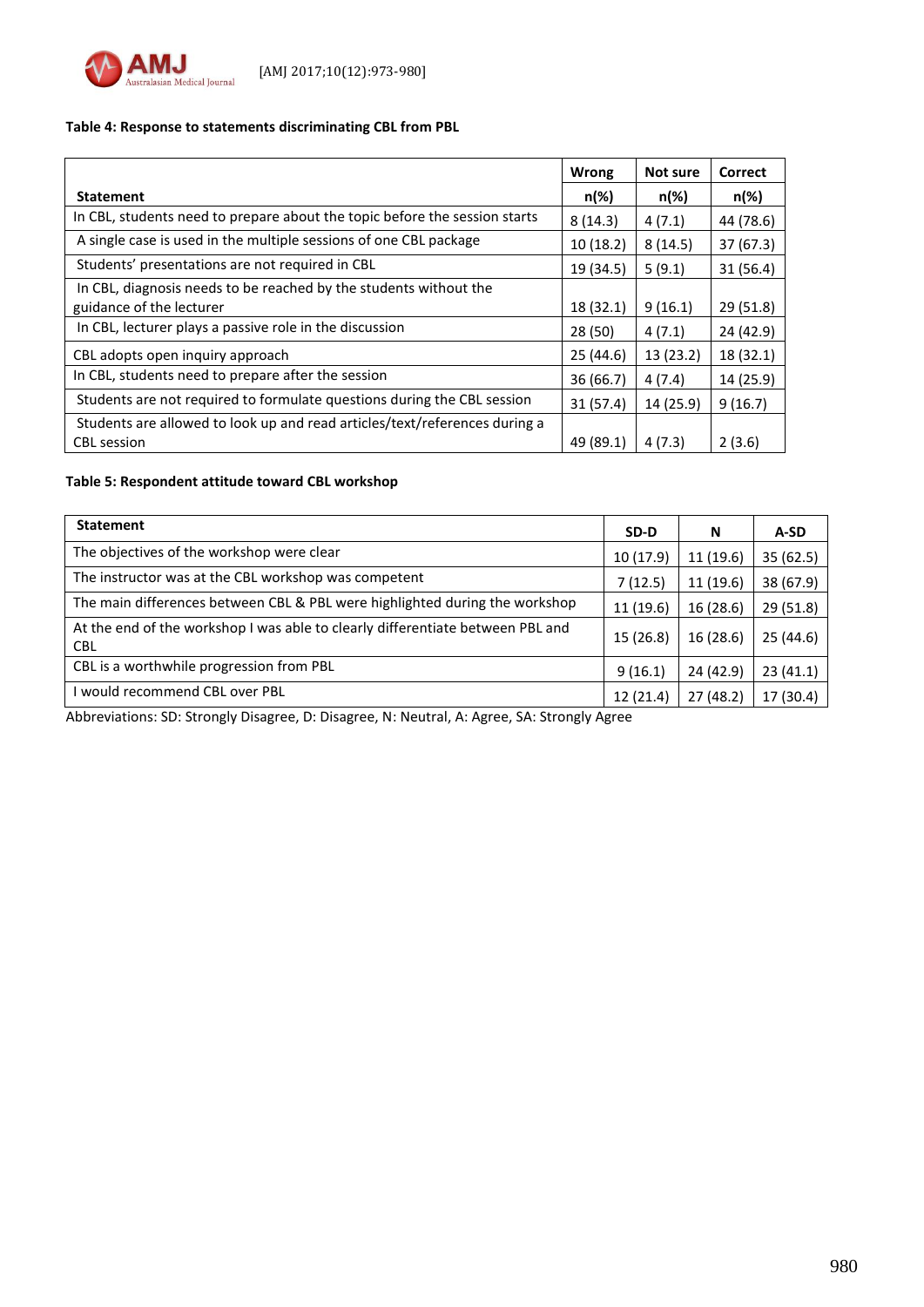**Table 4: Response to statements discriminating CBL from PBL**

| Statement | Wrong n(%) | Not sure n(%) | Correct n(%) |
|---|---|---|---|
| In CBL, students need to prepare about the topic before the session starts | 8 (14.3) | 4 (7.1) | 44 (78.6) |
| A single case is used in the multiple sessions of one CBL package | 10 (18.2) | 8 (14.5) | 37 (67.3) |
| Students' presentations are not required in CBL | 19 (34.5) | 5 (9.1) | 31 (56.4) |
| In CBL, diagnosis needs to be reached by the students without the guidance of the lecturer | 18 (32.1) | 9 (16.1) | 29 (51.8) |
| In CBL, lecturer plays a passive role in the discussion | 28 (50) | 4 (7.1) | 24 (42.9) |
| CBL adopts open inquiry approach | 25 (44.6) | 13 (23.2) | 18 (32.1) |
| In CBL, students need to prepare after the session | 36 (66.7) | 4 (7.4) | 14 (25.9) |
| Students are not required to formulate questions during the CBL session | 31 (57.4) | 14 (25.9) | 9 (16.7) |
| Students are allowed to look up and read articles/text/references during a CBL session | 49 (89.1) | 4 (7.3) | 2 (3.6) |

**Table 5: Respondent attitude toward CBL workshop**

| Statement | SD-D | N | A-SD |
|---|---|---|---|
| The objectives of the workshop were clear | 10 (17.9) | 11 (19.6) | 35 (62.5) |
| The instructor was at the CBL workshop was competent | 7 (12.5) | 11 (19.6) | 38 (67.9) |
| The main differences between CBL & PBL were highlighted during the workshop | 11 (19.6) | 16 (28.6) | 29 (51.8) |
| At the end of the workshop I was able to clearly differentiate between PBL and CBL | 15 (26.8) | 16 (28.6) | 25 (44.6) |
| CBL is a worthwhile progression from PBL | 9 (16.1) | 24 (42.9) | 23 (41.1) |
| I would recommend CBL over PBL | 12 (21.4) | 27 (48.2) | 17 (30.4) |

Abbreviations: SD: Strongly Disagree, D: Disagree, N: Neutral, A: Agree, SA: Strongly Agree